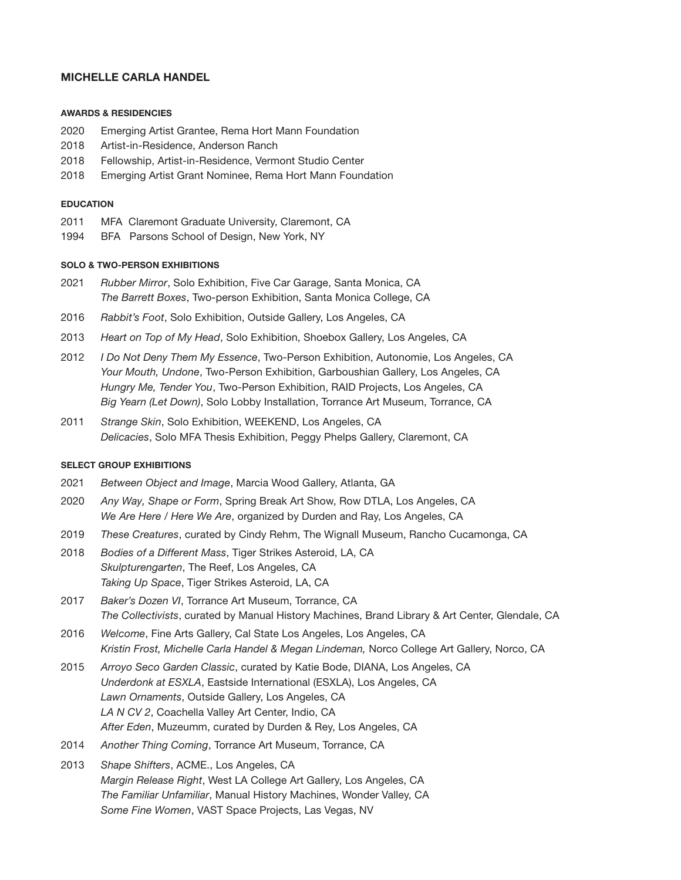# MICHELLE CARLA HANDEL

## AWARDS & RESIDENCIES

2020 Emerging Artist Grantee, Rema Hort Mann Foundation
2018 Artist-in-Residence, Anderson Ranch
2018 Fellowship, Artist-in-Residence, Vermont Studio Center
2018 Emerging Artist Grant Nominee, Rema Hort Mann Foundation

## EDUCATION

2011 MFA Claremont Graduate University, Claremont, CA
1994 BFA Parsons School of Design, New York, NY

## SOLO & TWO-PERSON EXHIBITIONS

2021 *Rubber Mirror*, Solo Exhibition, Five Car Garage, Santa Monica, CA
*The Barrett Boxes*, Two-person Exhibition, Santa Monica College, CA

2016 *Rabbit's Foot*, Solo Exhibition, Outside Gallery, Los Angeles, CA

2013 *Heart on Top of My Head*, Solo Exhibition, Shoebox Gallery, Los Angeles, CA

2012 *I Do Not Deny Them My Essence*, Two-Person Exhibition, Autonomie, Los Angeles, CA
*Your Mouth, Undone*, Two-Person Exhibition, Garboushian Gallery, Los Angeles, CA
*Hungry Me, Tender You*, Two-Person Exhibition, RAID Projects, Los Angeles, CA
*Big Yearn (Let Down)*, Solo Lobby Installation, Torrance Art Museum, Torrance, CA

2011 *Strange Skin*, Solo Exhibition, WEEKEND, Los Angeles, CA
*Delicacies*, Solo MFA Thesis Exhibition, Peggy Phelps Gallery, Claremont, CA

## SELECT GROUP EXHIBITIONS

2021 *Between Object and Image*, Marcia Wood Gallery, Atlanta, GA

2020 *Any Way, Shape or Form*, Spring Break Art Show, Row DTLA, Los Angeles, CA
*We Are Here / Here We Are*, organized by Durden and Ray, Los Angeles, CA

2019 *These Creatures*, curated by Cindy Rehm, The Wignall Museum, Rancho Cucamonga, CA

2018 *Bodies of a Different Mass*, Tiger Strikes Asteroid, LA, CA
*Skulpturengarten*, The Reef, Los Angeles, CA
*Taking Up Space*, Tiger Strikes Asteroid, LA, CA

2017 *Baker's Dozen VI*, Torrance Art Museum, Torrance, CA
*The Collectivists*, curated by Manual History Machines, Brand Library & Art Center, Glendale, CA

2016 *Welcome*, Fine Arts Gallery, Cal State Los Angeles, Los Angeles, CA
*Kristin Frost, Michelle Carla Handel & Megan Lindeman,* Norco College Art Gallery, Norco, CA

2015 *Arroyo Seco Garden Classic*, curated by Katie Bode, DIANA, Los Angeles, CA
*Underdonk at ESXLA*, Eastside International (ESXLA), Los Angeles, CA
*Lawn Ornaments*, Outside Gallery, Los Angeles, CA
*LA N CV 2*, Coachella Valley Art Center, Indio, CA
*After Eden*, Muzeumm, curated by Durden & Rey, Los Angeles, CA

2014 *Another Thing Coming*, Torrance Art Museum, Torrance, CA

2013 *Shape Shifters*, ACME., Los Angeles, CA
*Margin Release Right*, West LA College Art Gallery, Los Angeles, CA
*The Familiar Unfamiliar*, Manual History Machines, Wonder Valley, CA
*Some Fine Women*, VAST Space Projects, Las Vegas, NV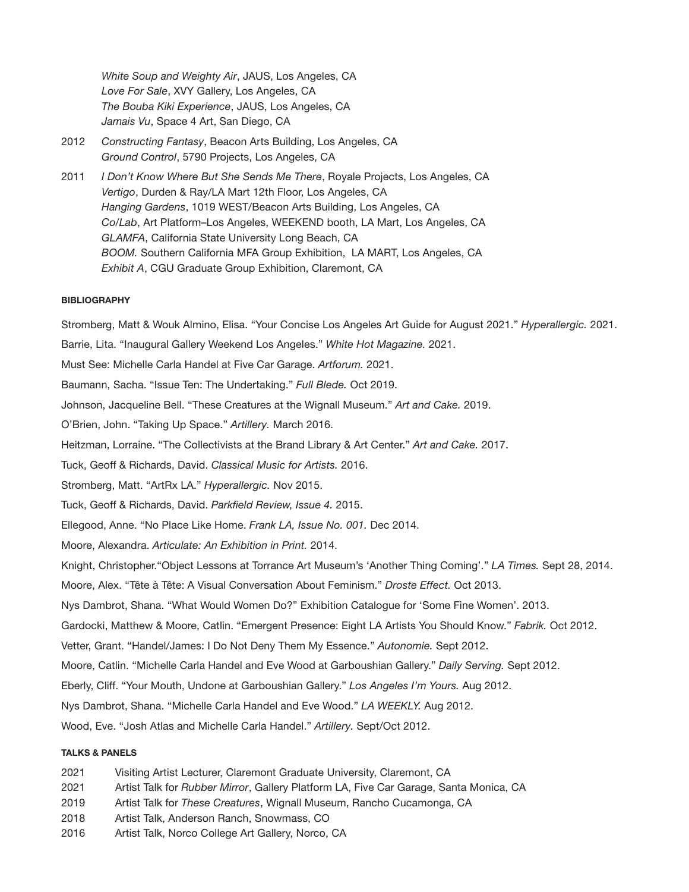*White Soup and Weighty Air*, JAUS, Los Angeles, CA
*Love For Sale*, XVY Gallery, Los Angeles, CA
*The Bouba Kiki Experience*, JAUS, Los Angeles, CA
*Jamais Vu*, Space 4 Art, San Diego, CA

2012 *Constructing Fantasy*, Beacon Arts Building, Los Angeles, CA
*Ground Control*, 5790 Projects, Los Angeles, CA

2011 *I Don't Know Where But She Sends Me There*, Royale Projects, Los Angeles, CA
*Vertigo*, Durden & Ray/LA Mart 12th Floor, Los Angeles, CA
*Hanging Gardens*, 1019 WEST/Beacon Arts Building, Los Angeles, CA
*Co/Lab*, Art Platform–Los Angeles, WEEKEND booth, LA Mart, Los Angeles, CA
*GLAMFA*, California State University Long Beach, CA
*BOOM.* Southern California MFA Group Exhibition, LA MART, Los Angeles, CA
*Exhibit A*, CGU Graduate Group Exhibition, Claremont, CA

**BIBLIOGRAPHY**

Stromberg, Matt & Wouk Almino, Elisa. "Your Concise Los Angeles Art Guide for August 2021." *Hyperallergic.* 2021.

Barrie, Lita. "Inaugural Gallery Weekend Los Angeles." *White Hot Magazine.* 2021.

Must See: Michelle Carla Handel at Five Car Garage. *Artforum.* 2021.

Baumann, Sacha. "Issue Ten: The Undertaking." *Full Blede.* Oct 2019.

Johnson, Jacqueline Bell. "These Creatures at the Wignall Museum." *Art and Cake.* 2019.

O'Brien, John. "Taking Up Space." *Artillery.* March 2016.

Heitzman, Lorraine. "The Collectivists at the Brand Library & Art Center." *Art and Cake.* 2017.

Tuck, Geoff & Richards, David. *Classical Music for Artists.* 2016.

Stromberg, Matt. "ArtRx LA." *Hyperallergic.* Nov 2015.

Tuck, Geoff & Richards, David. *Parkfield Review, Issue 4.* 2015.

Ellegood, Anne. "No Place Like Home. *Frank LA, Issue No. 001.* Dec 2014.

Moore, Alexandra. *Articulate: An Exhibition in Print.* 2014.

Knight, Christopher."Object Lessons at Torrance Art Museum's 'Another Thing Coming'." *LA Times.* Sept 28, 2014.

Moore, Alex. "Tête à Tête: A Visual Conversation About Feminism." *Droste Effect.* Oct 2013.

Nys Dambrot, Shana. "What Would Women Do?" Exhibition Catalogue for 'Some Fine Women'. 2013.

Gardocki, Matthew & Moore, Catlin. "Emergent Presence: Eight LA Artists You Should Know." *Fabrik.* Oct 2012.

Vetter, Grant. "Handel/James: I Do Not Deny Them My Essence." *Autonomie.* Sept 2012.

Moore, Catlin. "Michelle Carla Handel and Eve Wood at Garboushian Gallery." *Daily Serving.* Sept 2012.

Eberly, Cliff. "Your Mouth, Undone at Garboushian Gallery." *Los Angeles I'm Yours.* Aug 2012.

Nys Dambrot, Shana. "Michelle Carla Handel and Eve Wood." *LA WEEKLY.* Aug 2012.

Wood, Eve. "Josh Atlas and Michelle Carla Handel." *Artillery.* Sept/Oct 2012.

**TALKS & PANELS**

2021 Visiting Artist Lecturer, Claremont Graduate University, Claremont, CA
2021 Artist Talk for *Rubber Mirror*, Gallery Platform LA, Five Car Garage, Santa Monica, CA
2019 Artist Talk for *These Creatures*, Wignall Museum, Rancho Cucamonga, CA
2018 Artist Talk, Anderson Ranch, Snowmass, CO
2016 Artist Talk, Norco College Art Gallery, Norco, CA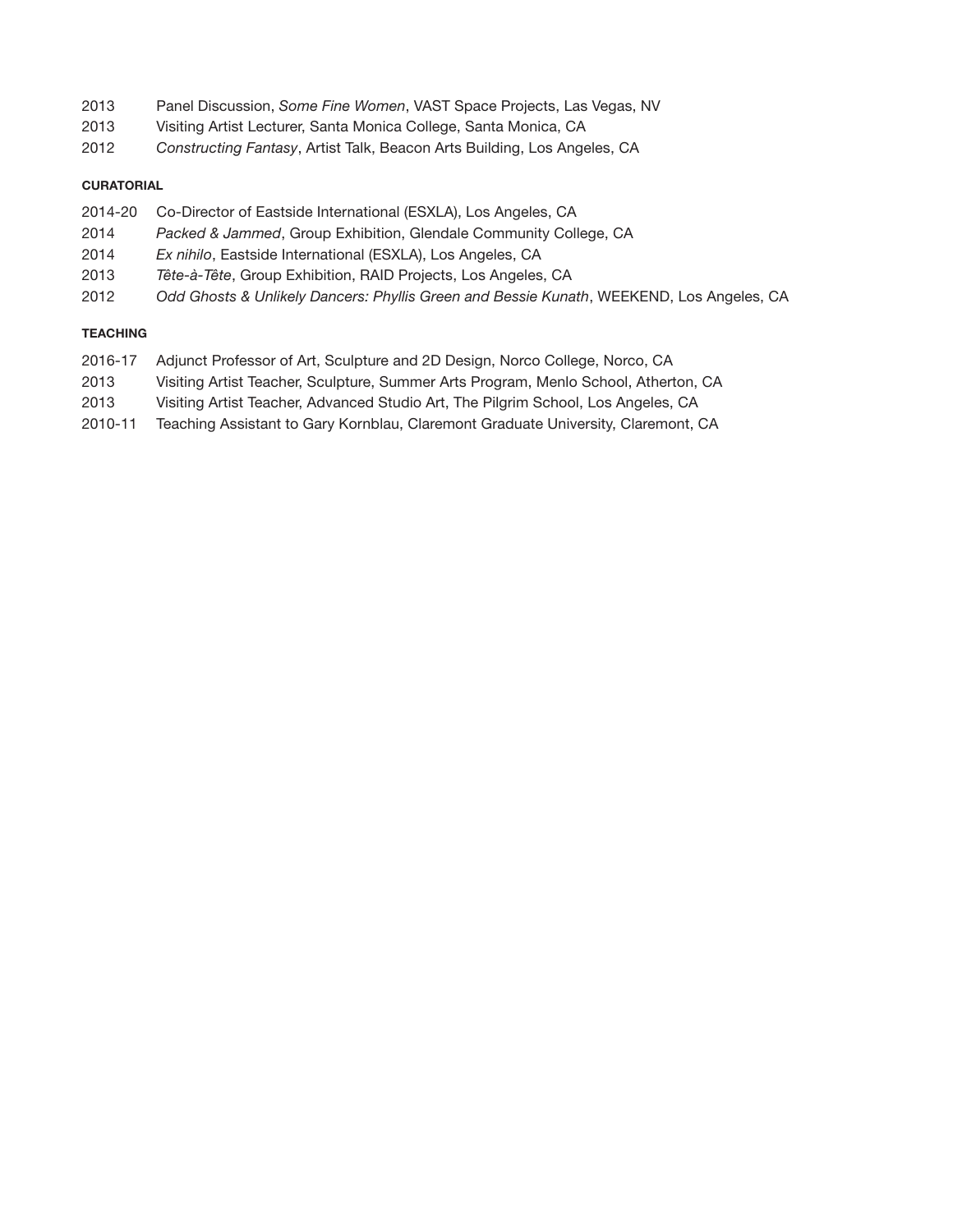2013 Panel Discussion, *Some Fine Women*, VAST Space Projects, Las Vegas, NV
2013 Visiting Artist Lecturer, Santa Monica College, Santa Monica, CA
2012 *Constructing Fantasy*, Artist Talk, Beacon Arts Building, Los Angeles, CA

**CURATORIAL**

2014-20 Co-Director of Eastside International (ESXLA), Los Angeles, CA
2014 *Packed & Jammed*, Group Exhibition, Glendale Community College, CA
2014 *Ex nihilo*, Eastside International (ESXLA), Los Angeles, CA
2013 *Tête-à-Tête*, Group Exhibition, RAID Projects, Los Angeles, CA
2012 *Odd Ghosts & Unlikely Dancers: Phyllis Green and Bessie Kunath*, WEEKEND, Los Angeles, CA

**TEACHING**

2016-17 Adjunct Professor of Art, Sculpture and 2D Design, Norco College, Norco, CA
2013 Visiting Artist Teacher, Sculpture, Summer Arts Program, Menlo School, Atherton, CA
2013 Visiting Artist Teacher, Advanced Studio Art, The Pilgrim School, Los Angeles, CA
2010-11 Teaching Assistant to Gary Kornblau, Claremont Graduate University, Claremont, CA